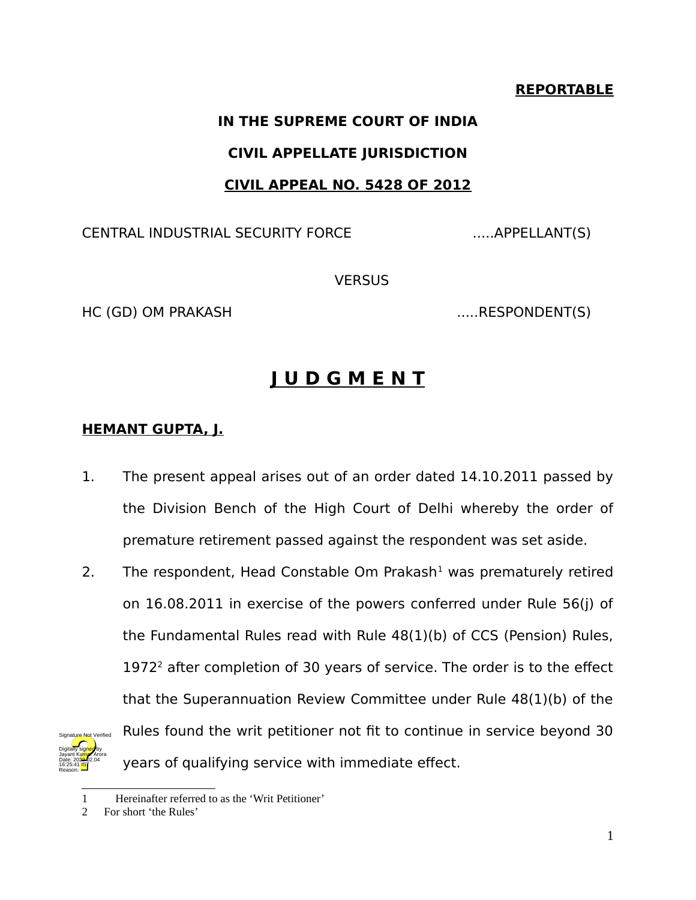**REPORTABLE**

**IN THE SUPREME COURT OF INDIA**

**CIVIL APPELLATE JURISDICTION**

**CIVIL APPEAL NO. 5428 OF 2012**

CENTRAL INDUSTRIAL SECURITY FORCE .....APPELLANT(S)

VERSUS

HC (GD) OM PRAKASH .....RESPONDENT(S)

# J U D G M E N T

**HEMANT GUPTA, J.**

1. The present appeal arises out of an order dated 14.10.2011 passed by the Division Bench of the High Court of Delhi whereby the order of premature retirement passed against the respondent was set aside.

2. The respondent, Head Constable Om Prakash[1] was prematurely retired on 16.08.2011 in exercise of the powers conferred under Rule 56(j) of the Fundamental Rules read with Rule 48(1)(b) of CCS (Pension) Rules, 1972[2] after completion of 30 years of service. The order is to the effect that the Superannuation Review Committee under Rule 48(1)(b) of the Rules found the writ petitioner not fit to continue in service beyond 30 years of qualifying service with immediate effect.

---

1 Hereinafter referred to as the 'Writ Petitioner'

2 For short 'the Rules'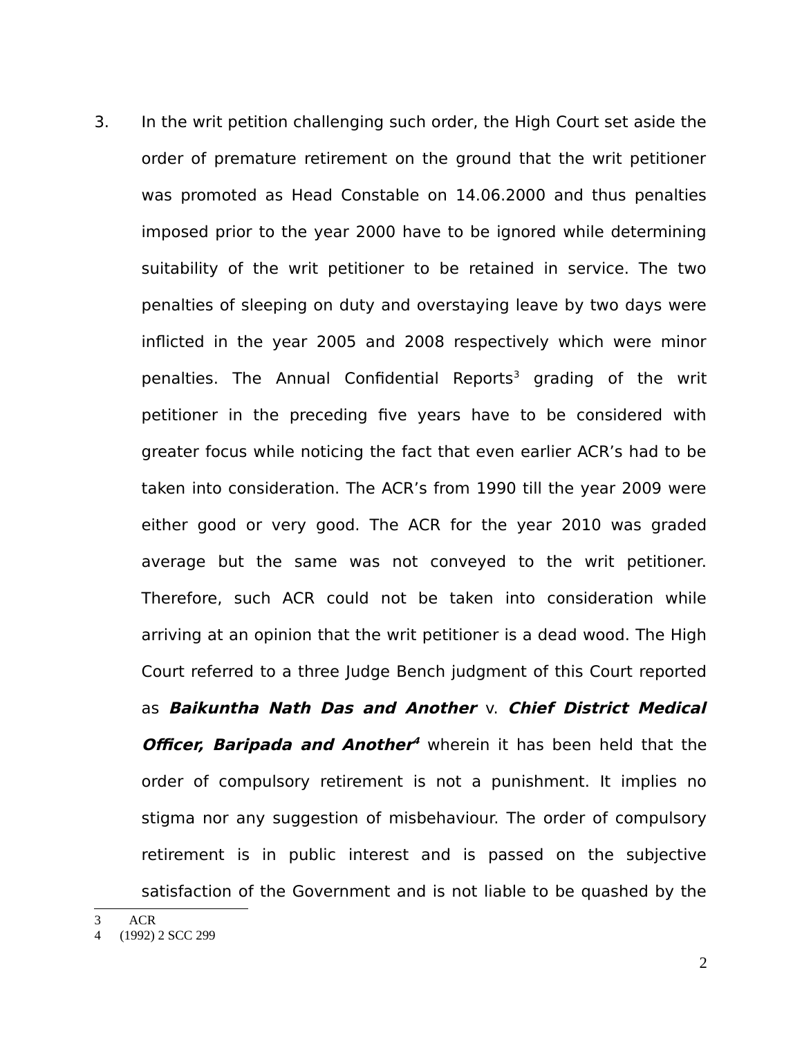3. In the writ petition challenging such order, the High Court set aside the order of premature retirement on the ground that the writ petitioner was promoted as Head Constable on 14.06.2000 and thus penalties imposed prior to the year 2000 have to be ignored while determining suitability of the writ petitioner to be retained in service. The two penalties of sleeping on duty and overstaying leave by two days were inflicted in the year 2005 and 2008 respectively which were minor penalties. The Annual Confidential Reports[3] grading of the writ petitioner in the preceding five years have to be considered with greater focus while noticing the fact that even earlier ACR's had to be taken into consideration. The ACR's from 1990 till the year 2009 were either good or very good. The ACR for the year 2010 was graded average but the same was not conveyed to the writ petitioner. Therefore, such ACR could not be taken into consideration while arriving at an opinion that the writ petitioner is a dead wood. The High Court referred to a three Judge Bench judgment of this Court reported as ***Baikuntha Nath Das and Another*** v. ***Chief District Medical Officer, Baripada and Another***[4] wherein it has been held that the order of compulsory retirement is not a punishment. It implies no stigma nor any suggestion of misbehaviour. The order of compulsory retirement is in public interest and is passed on the subjective satisfaction of the Government and is not liable to be quashed by the

---

3 ACR

4 (1992) 2 SCC 299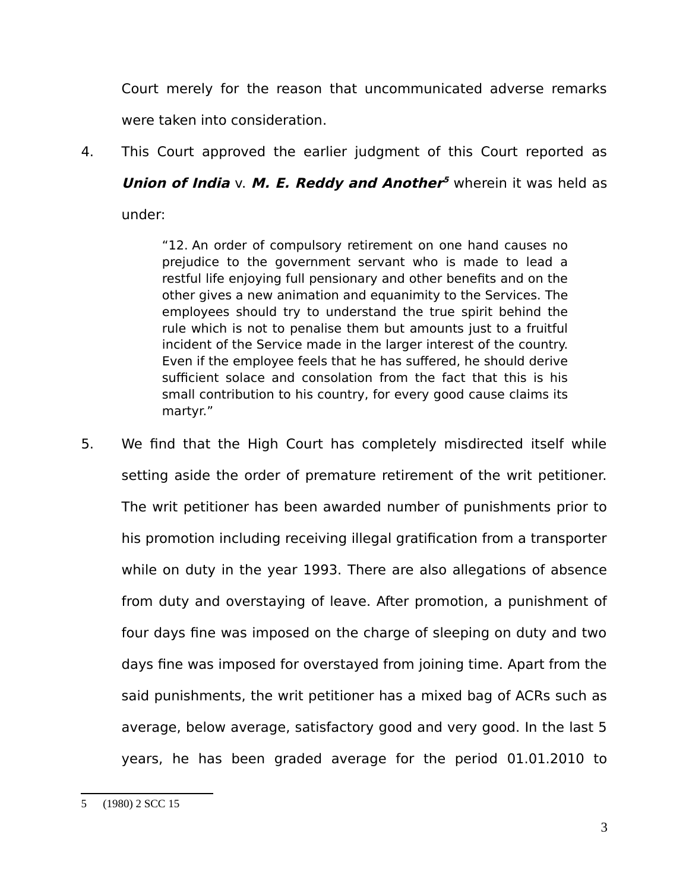Court merely for the reason that uncommunicated adverse remarks were taken into consideration.

4. This Court approved the earlier judgment of this Court reported as ***Union of India*** v. ***M. E. Reddy and Another***[5] wherein it was held as under:

> "12. An order of compulsory retirement on one hand causes no prejudice to the government servant who is made to lead a restful life enjoying full pensionary and other benefits and on the other gives a new animation and equanimity to the Services. The employees should try to understand the true spirit behind the rule which is not to penalise them but amounts just to a fruitful incident of the Service made in the larger interest of the country. Even if the employee feels that he has suffered, he should derive sufficient solace and consolation from the fact that this is his small contribution to his country, for every good cause claims its martyr."

5. We find that the High Court has completely misdirected itself while setting aside the order of premature retirement of the writ petitioner. The writ petitioner has been awarded number of punishments prior to his promotion including receiving illegal gratification from a transporter while on duty in the year 1993. There are also allegations of absence from duty and overstaying of leave. After promotion, a punishment of four days fine was imposed on the charge of sleeping on duty and two days fine was imposed for overstayed from joining time. Apart from the said punishments, the writ petitioner has a mixed bag of ACRs such as average, below average, satisfactory good and very good. In the last 5 years, he has been graded average for the period 01.01.2010 to

---

5 (1980) 2 SCC 15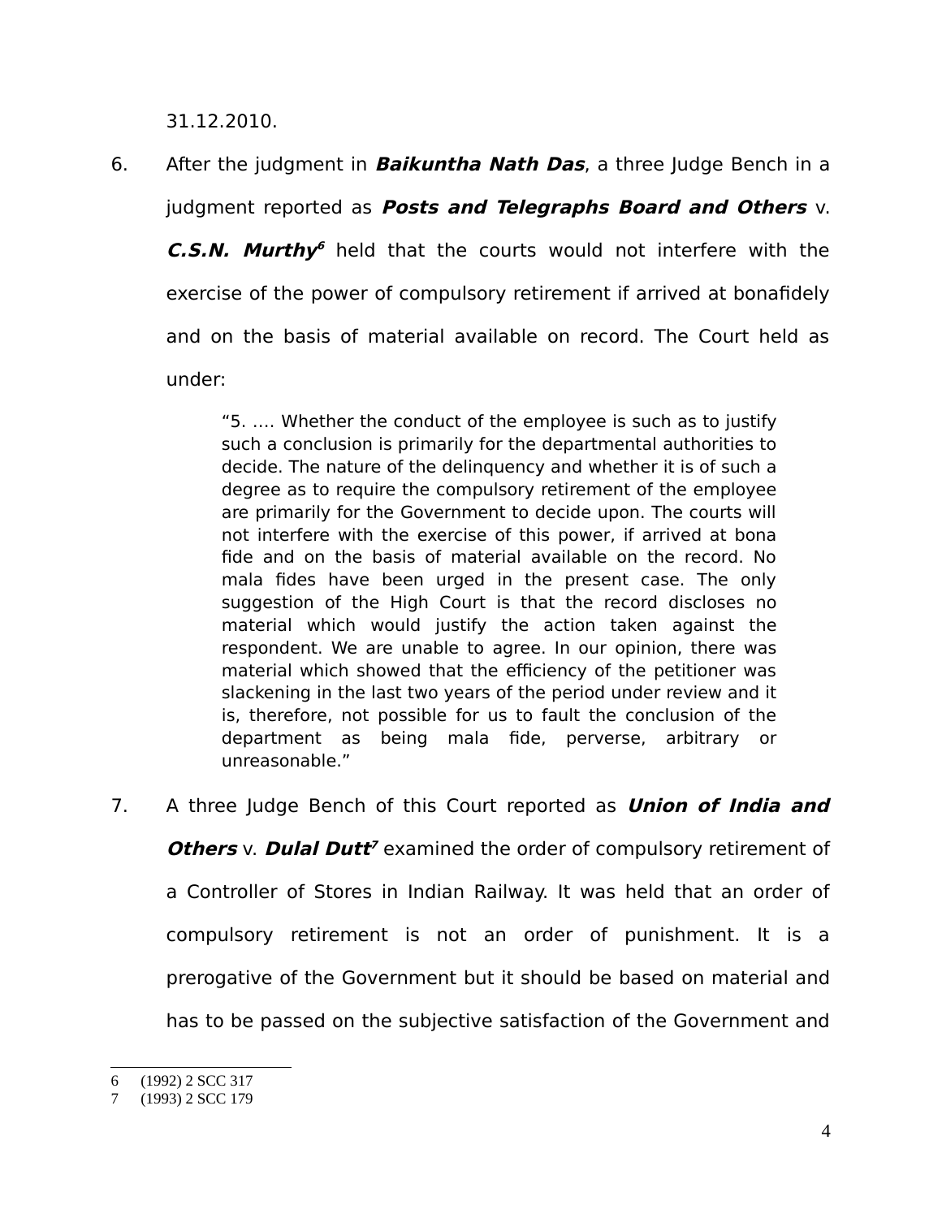31.12.2010.

6. After the judgment in ***Baikuntha Nath Das***, a three Judge Bench in a judgment reported as ***Posts and Telegraphs Board and Others*** v. ***C.S.N. Murthy***[6] held that the courts would not interfere with the exercise of the power of compulsory retirement if arrived at bonafidely and on the basis of material available on record. The Court held as under:

> "5. .... Whether the conduct of the employee is such as to justify such a conclusion is primarily for the departmental authorities to decide. The nature of the delinquency and whether it is of such a degree as to require the compulsory retirement of the employee are primarily for the Government to decide upon. The courts will not interfere with the exercise of this power, if arrived at bona fide and on the basis of material available on the record. No mala fides have been urged in the present case. The only suggestion of the High Court is that the record discloses no material which would justify the action taken against the respondent. We are unable to agree. In our opinion, there was material which showed that the efficiency of the petitioner was slackening in the last two years of the period under review and it is, therefore, not possible for us to fault the conclusion of the department as being mala fide, perverse, arbitrary or unreasonable."

7. A three Judge Bench of this Court reported as ***Union of India and Others*** v. ***Dulal Dutt***[7] examined the order of compulsory retirement of a Controller of Stores in Indian Railway. It was held that an order of compulsory retirement is not an order of punishment. It is a prerogative of the Government but it should be based on material and has to be passed on the subjective satisfaction of the Government and

---

6 (1992) 2 SCC 317

7 (1993) 2 SCC 179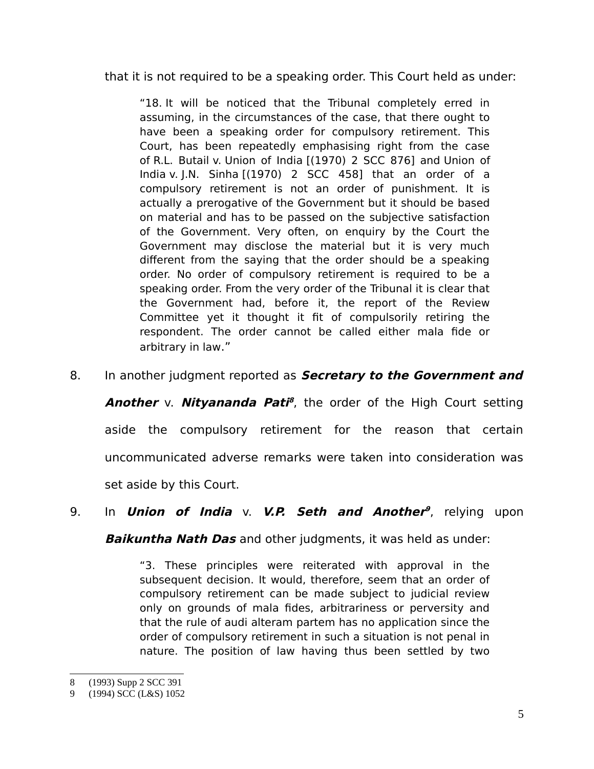that it is not required to be a speaking order. This Court held as under:

> "18. It will be noticed that the Tribunal completely erred in assuming, in the circumstances of the case, that there ought to have been a speaking order for compulsory retirement. This Court, has been repeatedly emphasising right from the case of R.L. Butail v. Union of India [(1970) 2 SCC 876] and Union of India v. J.N. Sinha [(1970) 2 SCC 458] that an order of a compulsory retirement is not an order of punishment. It is actually a prerogative of the Government but it should be based on material and has to be passed on the subjective satisfaction of the Government. Very often, on enquiry by the Court the Government may disclose the material but it is very much different from the saying that the order should be a speaking order. No order of compulsory retirement is required to be a speaking order. From the very order of the Tribunal it is clear that the Government had, before it, the report of the Review Committee yet it thought it fit of compulsorily retiring the respondent. The order cannot be called either mala fide or arbitrary in law."

8. In another judgment reported as ***Secretary to the Government and Another*** v. ***Nityananda Pati***[8], the order of the High Court setting aside the compulsory retirement for the reason that certain uncommunicated adverse remarks were taken into consideration was set aside by this Court.

9. In ***Union of India*** v. ***V.P. Seth and Another***[9], relying upon ***Baikuntha Nath Das*** and other judgments, it was held as under:

> "3. These principles were reiterated with approval in the subsequent decision. It would, therefore, seem that an order of compulsory retirement can be made subject to judicial review only on grounds of mala fides, arbitrariness or perversity and that the rule of audi alteram partem has no application since the order of compulsory retirement in such a situation is not penal in nature. The position of law having thus been settled by two

---

8 (1993) Supp 2 SCC 391

9 (1994) SCC (L&S) 1052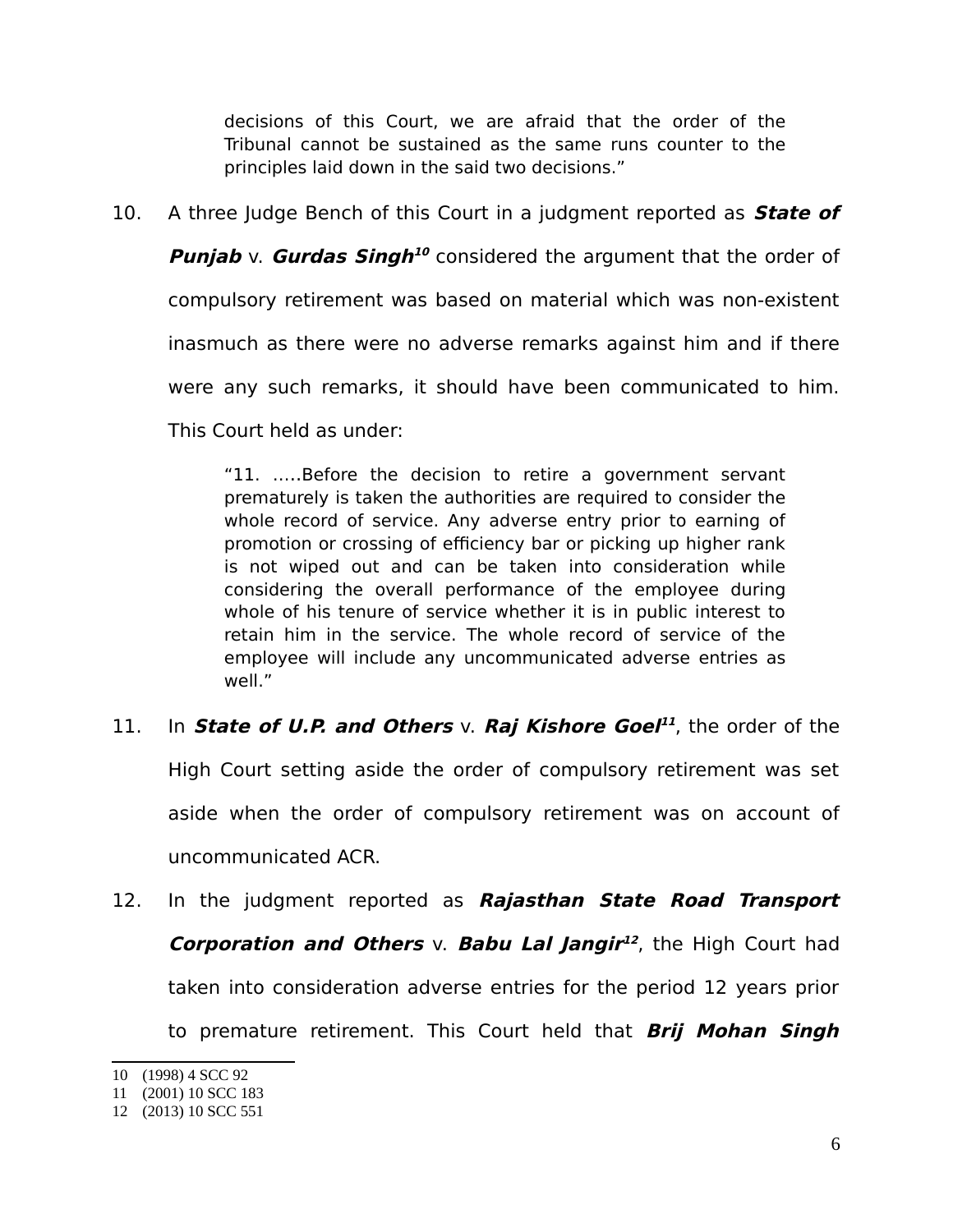decisions of this Court, we are afraid that the order of the Tribunal cannot be sustained as the same runs counter to the principles laid down in the said two decisions."

10. A three Judge Bench of this Court in a judgment reported as ***State of Punjab*** v. ***Gurdas Singh***[10] considered the argument that the order of compulsory retirement was based on material which was non-existent inasmuch as there were no adverse remarks against him and if there were any such remarks, it should have been communicated to him. This Court held as under:

> "11. .....Before the decision to retire a government servant prematurely is taken the authorities are required to consider the whole record of service. Any adverse entry prior to earning of promotion or crossing of efficiency bar or picking up higher rank is not wiped out and can be taken into consideration while considering the overall performance of the employee during whole of his tenure of service whether it is in public interest to retain him in the service. The whole record of service of the employee will include any uncommunicated adverse entries as well."

11. In ***State of U.P. and Others*** v. ***Raj Kishore Goel***[11], the order of the High Court setting aside the order of compulsory retirement was set aside when the order of compulsory retirement was on account of uncommunicated ACR.

12. In the judgment reported as ***Rajasthan State Road Transport Corporation and Others*** v. ***Babu Lal Jangir***[12], the High Court had taken into consideration adverse entries for the period 12 years prior to premature retirement. This Court held that ***Brij Mohan Singh***

---

10 (1998) 4 SCC 92

11 (2001) 10 SCC 183

12 (2013) 10 SCC 551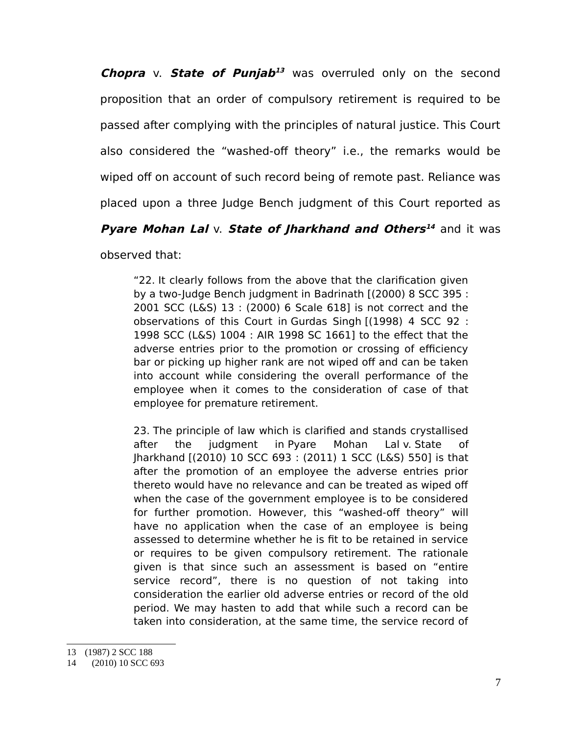***Chopra*** v. ***State of Punjab***[13] was overruled only on the second proposition that an order of compulsory retirement is required to be passed after complying with the principles of natural justice. This Court also considered the "washed-off theory" i.e., the remarks would be wiped off on account of such record being of remote past. Reliance was placed upon a three Judge Bench judgment of this Court reported as ***Pyare Mohan Lal*** v. ***State of Jharkhand and Others***[14] and it was observed that:

> "22. It clearly follows from the above that the clarification given by a two-Judge Bench judgment in Badrinath [(2000) 8 SCC 395 : 2001 SCC (L&S) 13 : (2000) 6 Scale 618] is not correct and the observations of this Court in Gurdas Singh [(1998) 4 SCC 92 : 1998 SCC (L&S) 1004 : AIR 1998 SC 1661] to the effect that the adverse entries prior to the promotion or crossing of efficiency bar or picking up higher rank are not wiped off and can be taken into account while considering the overall performance of the employee when it comes to the consideration of case of that employee for premature retirement.
>
> 23. The principle of law which is clarified and stands crystallised after the judgment in Pyare Mohan Lal v. State of Jharkhand [(2010) 10 SCC 693 : (2011) 1 SCC (L&S) 550] is that after the promotion of an employee the adverse entries prior thereto would have no relevance and can be treated as wiped off when the case of the government employee is to be considered for further promotion. However, this "washed-off theory" will have no application when the case of an employee is being assessed to determine whether he is fit to be retained in service or requires to be given compulsory retirement. The rationale given is that since such an assessment is based on "entire service record", there is no question of not taking into consideration the earlier old adverse entries or record of the old period. We may hasten to add that while such a record can be taken into consideration, at the same time, the service record of

---

13 (1987) 2 SCC 188

14 (2010) 10 SCC 693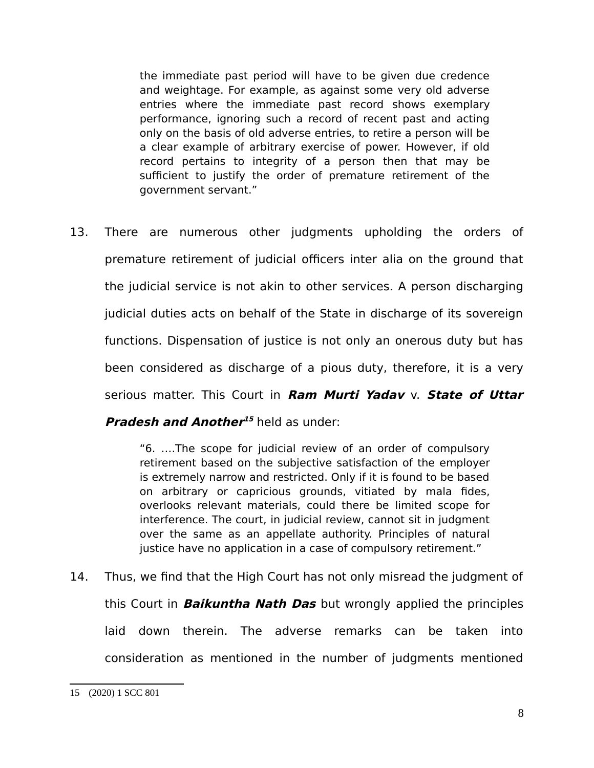> the immediate past period will have to be given due credence and weightage. For example, as against some very old adverse entries where the immediate past record shows exemplary performance, ignoring such a record of recent past and acting only on the basis of old adverse entries, to retire a person will be a clear example of arbitrary exercise of power. However, if old record pertains to integrity of a person then that may be sufficient to justify the order of premature retirement of the government servant."

13. There are numerous other judgments upholding the orders of premature retirement of judicial officers inter alia on the ground that the judicial service is not akin to other services. A person discharging judicial duties acts on behalf of the State in discharge of its sovereign functions. Dispensation of justice is not only an onerous duty but has been considered as discharge of a pious duty, therefore, it is a very serious matter. This Court in ***Ram Murti Yadav*** v. ***State of Uttar Pradesh and Another***[15] held as under:

> "6. ….The scope for judicial review of an order of compulsory retirement based on the subjective satisfaction of the employer is extremely narrow and restricted. Only if it is found to be based on arbitrary or capricious grounds, vitiated by mala fides, overlooks relevant materials, could there be limited scope for interference. The court, in judicial review, cannot sit in judgment over the same as an appellate authority. Principles of natural justice have no application in a case of compulsory retirement."

14. Thus, we find that the High Court has not only misread the judgment of this Court in ***Baikuntha Nath Das*** but wrongly applied the principles laid down therein. The adverse remarks can be taken into consideration as mentioned in the number of judgments mentioned

---

15 (2020) 1 SCC 801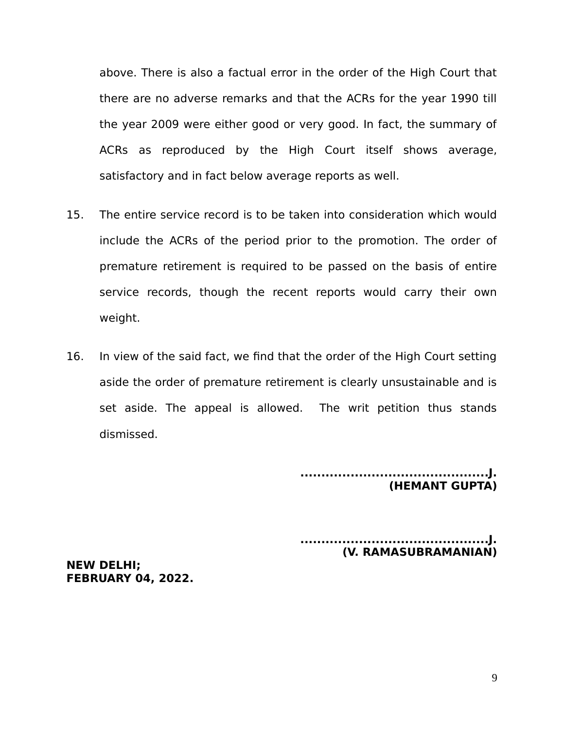above. There is also a factual error in the order of the High Court that there are no adverse remarks and that the ACRs for the year 1990 till the year 2009 were either good or very good. In fact, the summary of ACRs as reproduced by the High Court itself shows average, satisfactory and in fact below average reports as well.

15. The entire service record is to be taken into consideration which would include the ACRs of the period prior to the promotion. The order of premature retirement is required to be passed on the basis of entire service records, though the recent reports would carry their own weight.

16. In view of the said fact, we find that the order of the High Court setting aside the order of premature retirement is clearly unsustainable and is set aside. The appeal is allowed. The writ petition thus stands dismissed.

**.............................................J.**
**(HEMANT GUPTA)**

**.............................................J.**
**(V. RAMASUBRAMANIAN)**

**NEW DELHI;**
**FEBRUARY 04, 2022.**